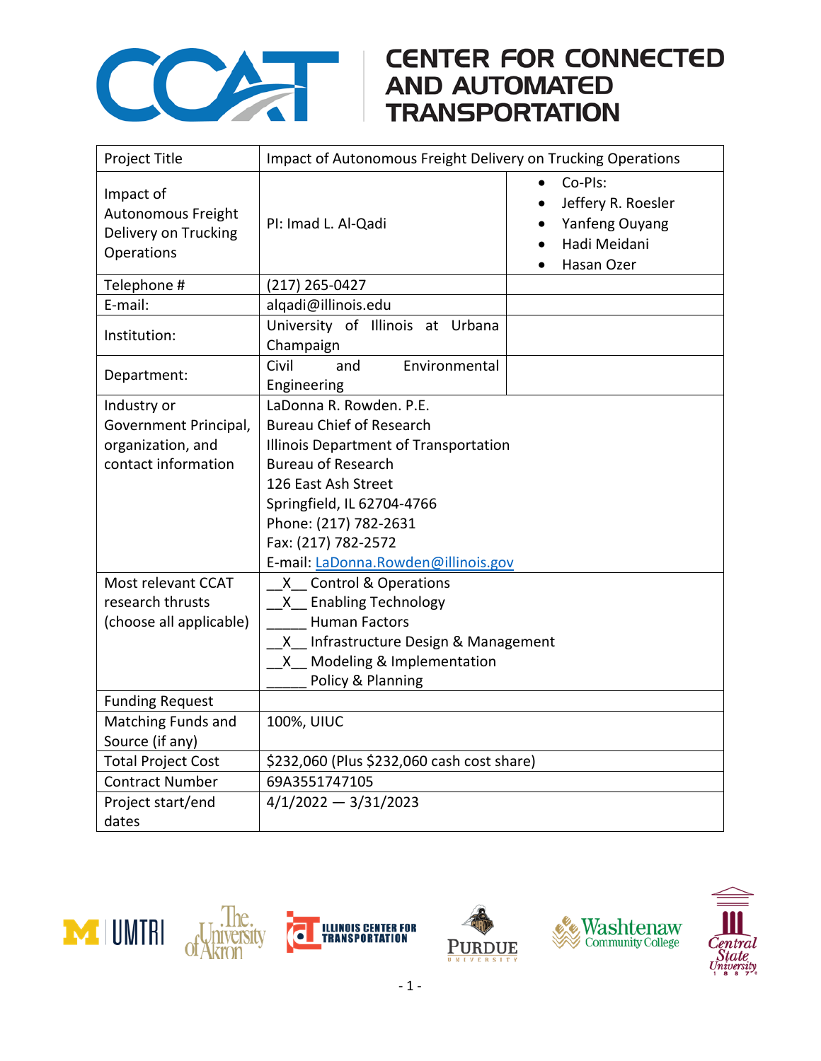# CENTER FOR CONNECTED AND AUTOMATED TRANSPORTATION

| Project Title | Impact of Autonomous Freight Delivery on Trucking Operations | |
|---|---|---|
| Impact of Autonomous Freight Delivery on Trucking Operations | PI: Imad L. Al-Qadi | • Co-PIs:<br>• Jeffery R. Roesler<br>• Yanfeng Ouyang<br>• Hadi Meidani<br>• Hasan Ozer |
| Telephone # | (217) 265-0427 | |
| E-mail: | alqadi@illinois.edu | |
| Institution: | University of Illinois at Urbana Champaign | |
| Department: | Civil and Environmental Engineering | |
| Industry or Government Principal, organization, and contact information | LaDonna R. Rowden. P.E.<br>Bureau Chief of Research<br>Illinois Department of Transportation<br>Bureau of Research<br>126 East Ash Street<br>Springfield, IL 62704-4766<br>Phone: (217) 782-2631<br>Fax: (217) 782-2572<br>E-mail: LaDonna.Rowden@illinois.gov | |
| Most relevant CCAT research thrusts (choose all applicable) | __X__ Control & Operations<br>__X__ Enabling Technology<br>_____ Human Factors<br>__X__ Infrastructure Design & Management<br>__X__ Modeling & Implementation<br>_____ Policy & Planning | |
| Funding Request | | |
| Matching Funds and Source (if any) | 100%, UIUC | |
| Total Project Cost | $232,060 (Plus $232,060 cash cost share) | |
| Contract Number | 69A3551747105 | |
| Project start/end dates | 4/1/2022 — 3/31/2023 | |

UMTRI | The University of Akron | Illinois Center for Transportation | Purdue University | Washtenaw Community College | Central State University 1887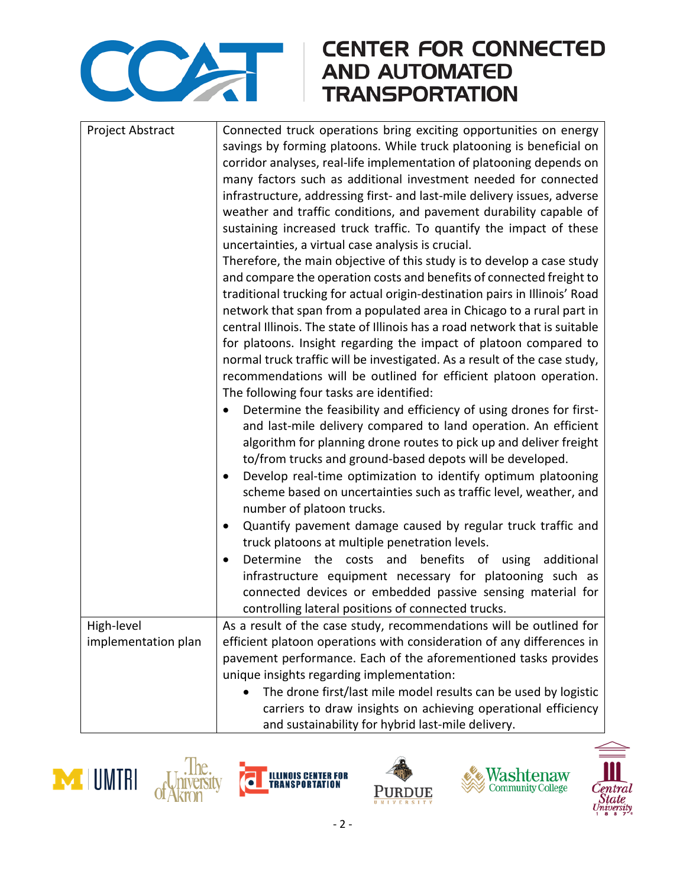| Project Abstract | Connected truck operations bring exciting opportunities on energy savings by forming platoons. While truck platooning is beneficial on corridor analyses, real-life implementation of platooning depends on many factors such as additional investment needed for connected infrastructure, addressing first- and last-mile delivery issues, adverse weather and traffic conditions, and pavement durability capable of sustaining increased truck traffic. To quantify the impact of these uncertainties, a virtual case analysis is crucial.<br>Therefore, the main objective of this study is to develop a case study and compare the operation costs and benefits of connected freight to traditional trucking for actual origin-destination pairs in Illinois' Road network that span from a populated area in Chicago to a rural part in central Illinois. The state of Illinois has a road network that is suitable for platoons. Insight regarding the impact of platoon compared to normal truck traffic will be investigated. As a result of the case study, recommendations will be outlined for efficient platoon operation. The following four tasks are identified:<br>• Determine the feasibility and efficiency of using drones for first- and last-mile delivery compared to land operation. An efficient algorithm for planning drone routes to pick up and deliver freight to/from trucks and ground-based depots will be developed.<br>• Develop real-time optimization to identify optimum platooning scheme based on uncertainties such as traffic level, weather, and number of platoon trucks.<br>• Quantify pavement damage caused by regular truck traffic and truck platoons at multiple penetration levels.<br>• Determine the costs and benefits of using additional infrastructure equipment necessary for platooning such as connected devices or embedded passive sensing material for controlling lateral positions of connected trucks. |
|---|---|
| High-level implementation plan | As a result of the case study, recommendations will be outlined for efficient platoon operations with consideration of any differences in pavement performance. Each of the aforementioned tasks provides unique insights regarding implementation:<br>• The drone first/last mile model results can be used by logistic carriers to draw insights on achieving operational efficiency and sustainability for hybrid last-mile delivery. |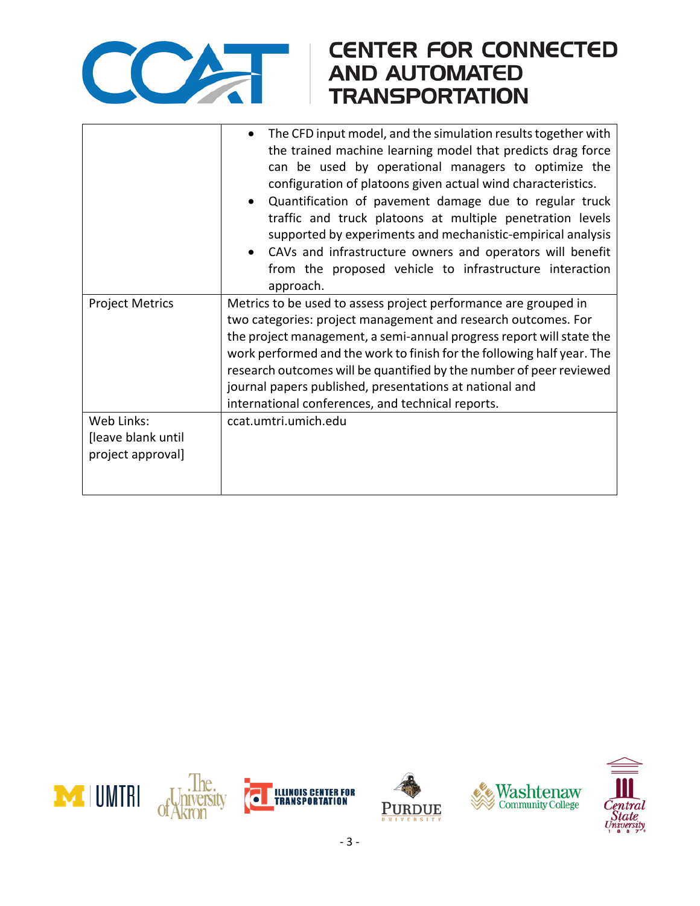| | |
|---|---|
| | • The CFD input model, and the simulation results together with the trained machine learning model that predicts drag force can be used by operational managers to optimize the configuration of platoons given actual wind characteristics.<br>• Quantification of pavement damage due to regular truck traffic and truck platoons at multiple penetration levels supported by experiments and mechanistic-empirical analysis<br>• CAVs and infrastructure owners and operators will benefit from the proposed vehicle to infrastructure interaction approach. |
| Project Metrics | Metrics to be used to assess project performance are grouped in two categories: project management and research outcomes. For the project management, a semi-annual progress report will state the work performed and the work to finish for the following half year. The research outcomes will be quantified by the number of peer reviewed journal papers published, presentations at national and international conferences, and technical reports. |
| Web Links: [leave blank until project approval] | ccat.umtri.umich.edu |